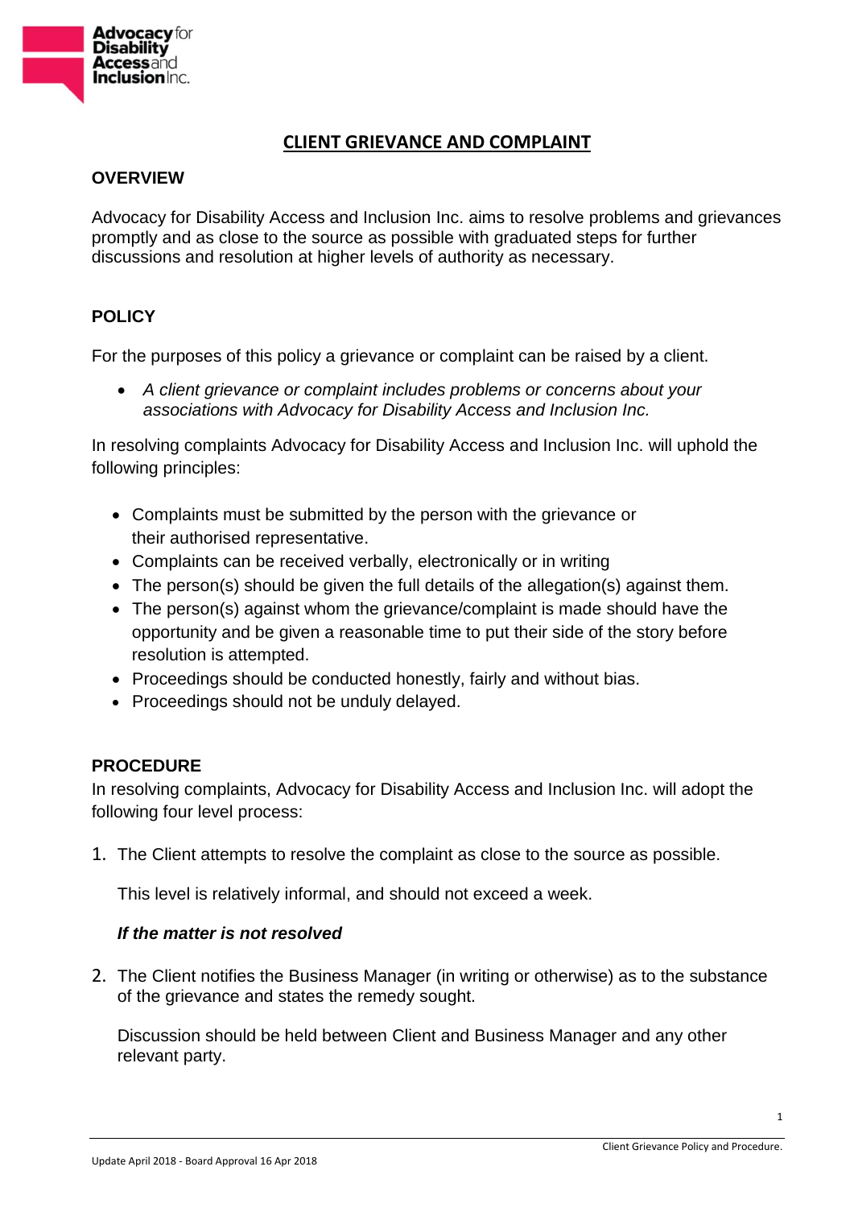# CLIENT GRIEVANCE AND COMPLAINT

## OVERVIEW

Advocacy for Disability Access and Inclusion Inc. aims to resolve problems and grievances promptly and as close to the source as possible with graduated steps for further discussions and resolution at higher levels of authority as necessary.

## POLICY

For the purposes of this policy a grievance or complaint can be raised by a client.

- *A client grievance or complaint includes problems or concerns about your associations with Advocacy for Disability Access and Inclusion Inc.*

In resolving complaints Advocacy for Disability Access and Inclusion Inc. will uphold the following principles:

- Complaints must be submitted by the person with the grievance or their authorised representative.
- Complaints can be received verbally, electronically or in writing
- The person(s) should be given the full details of the allegation(s) against them.
- The person(s) against whom the grievance/complaint is made should have the opportunity and be given a reasonable time to put their side of the story before resolution is attempted.
- Proceedings should be conducted honestly, fairly and without bias.
- Proceedings should not be unduly delayed.

## PROCEDURE

In resolving complaints, Advocacy for Disability Access and Inclusion Inc. will adopt the following four level process:

1. The Client attempts to resolve the complaint as close to the source as possible.

   This level is relatively informal, and should not exceed a week.

   ***If the matter is not resolved***

2. The Client notifies the Business Manager (in writing or otherwise) as to the substance of the grievance and states the remedy sought.

   Discussion should be held between Client and Business Manager and any other relevant party.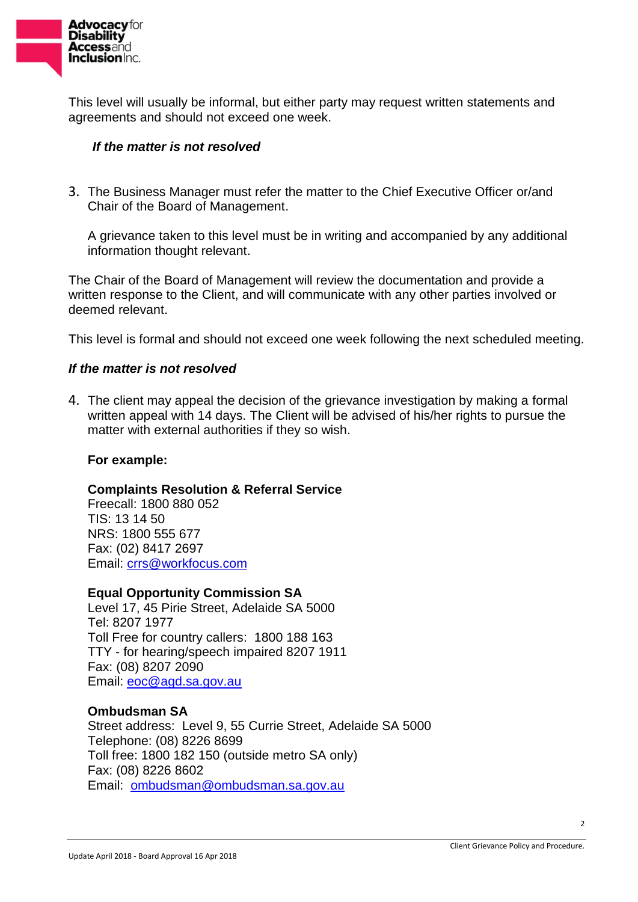This level will usually be informal, but either party may request written statements and agreements and should not exceed one week.

***If the matter is not resolved***

3. The Business Manager must refer the matter to the Chief Executive Officer or/and Chair of the Board of Management.

   A grievance taken to this level must be in writing and accompanied by any additional information thought relevant.

The Chair of the Board of Management will review the documentation and provide a written response to the Client, and will communicate with any other parties involved or deemed relevant.

This level is formal and should not exceed one week following the next scheduled meeting.

***If the matter is not resolved***

4. The client may appeal the decision of the grievance investigation by making a formal written appeal with 14 days. The Client will be advised of his/her rights to pursue the matter with external authorities if they so wish.

   **For example:**

   **Complaints Resolution & Referral Service**
   Freecall: 1800 880 052
   TIS: 13 14 50
   NRS: 1800 555 677
   Fax: (02) 8417 2697
   Email: crrs@workfocus.com

   **Equal Opportunity Commission SA**
   Level 17, 45 Pirie Street, Adelaide SA 5000
   Tel: 8207 1977
   Toll Free for country callers: 1800 188 163
   TTY - for hearing/speech impaired 8207 1911
   Fax: (08) 8207 2090
   Email: eoc@agd.sa.gov.au

   **Ombudsman SA**
   Street address: Level 9, 55 Currie Street, Adelaide SA 5000
   Telephone: (08) 8226 8699
   Toll free: 1800 182 150 (outside metro SA only)
   Fax: (08) 8226 8602
   Email: ombudsman@ombudsman.sa.gov.au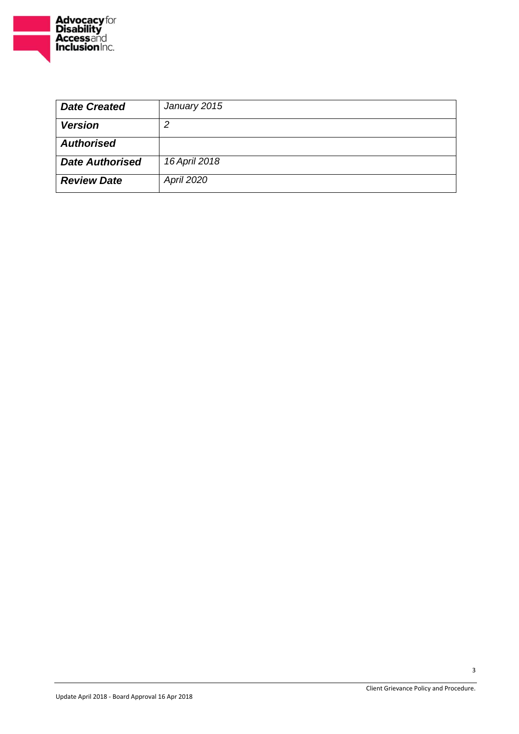| **_Date Created_** | _January 2015_ |
| --- | --- |
| **_Version_** | _2_ |
| **_Authorised_** | |
| **_Date Authorised_** | _16 April 2018_ |
| **_Review Date_** | _April 2020_ |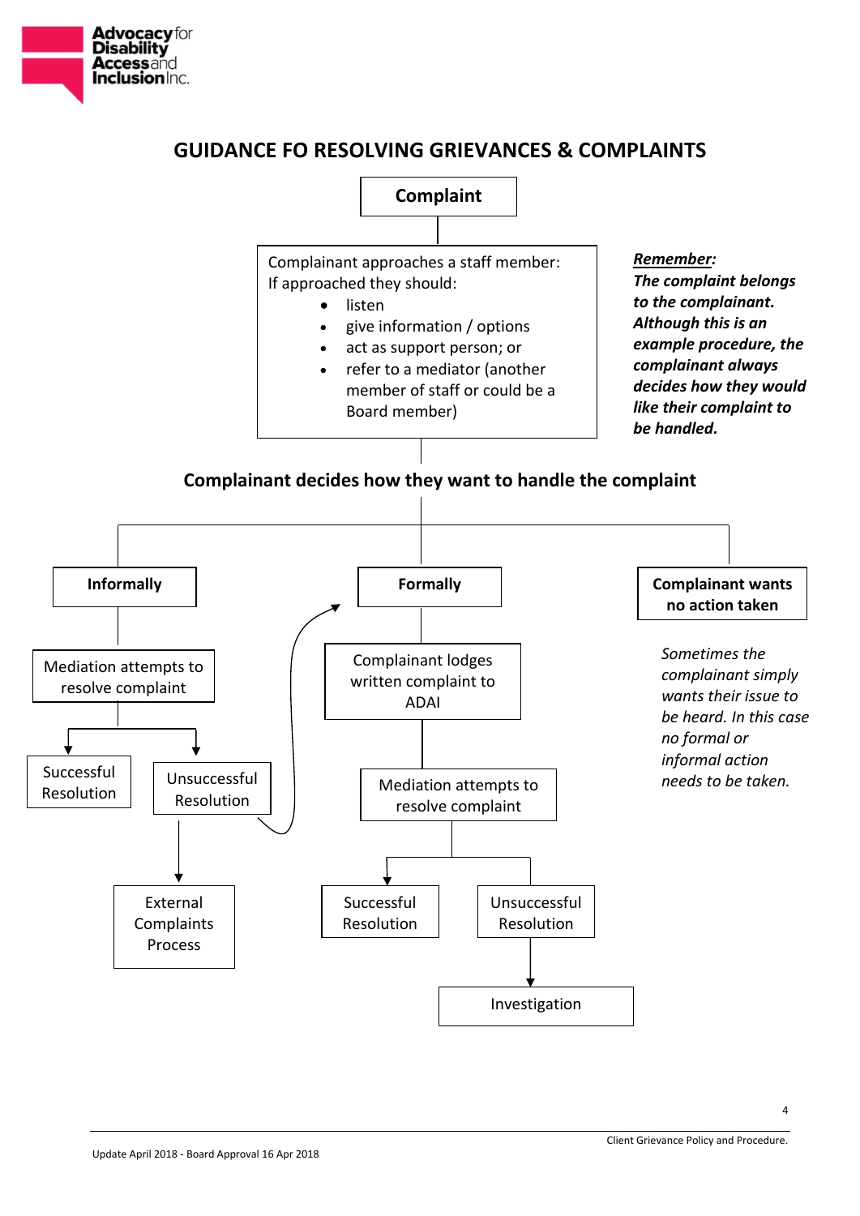## GUIDANCE FO RESOLVING GRIEVANCES & COMPLAINTS

**Complaint**

Complainant approaches a staff member:
If approached they should:

- listen
- give information / options
- act as support person; or
- refer to a mediator (another member of staff or could be a Board member)

***Remember:*** ***The complaint belongs to the complainant. Although this is an example procedure, the complainant always decides how they would like their complaint to be handled.***

**Complainant decides how they want to handle the complaint**

**Informally**

Mediation attempts to resolve complaint

Successful Resolution

Unsuccessful Resolution

External Complaints Process

**Formally**

Complainant lodges written complaint to ADAI

Mediation attempts to resolve complaint

Successful Resolution

Unsuccessful Resolution

Investigation

**Complainant wants no action taken**

*Sometimes the complainant simply wants their issue to be heard. In this case no formal or informal action needs to be taken.*

Update April 2018 - Board Approval 16 Apr 2018

Client Grievance Policy and Procedure.